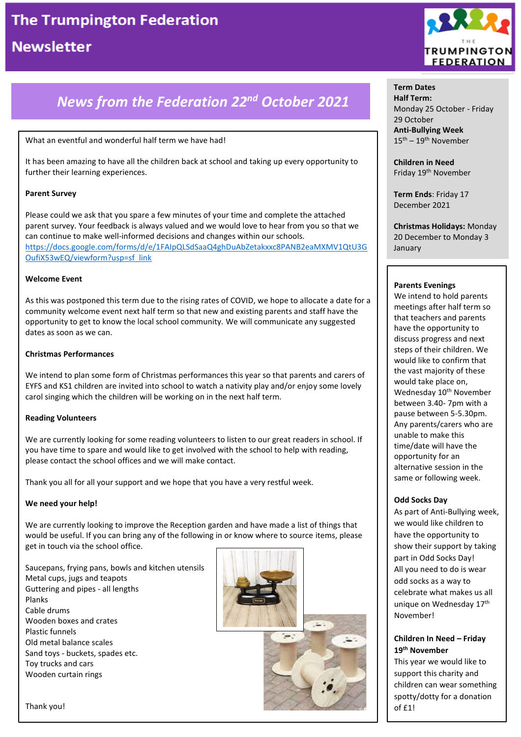# The Trumpington Federation Newsletter

## News from the Federation 22nd October 2021

What an eventful and wonderful half term we have had!

It has been amazing to have all the children back at school and taking up every opportunity to further their learning experiences.

**Parent Survey**

Please could we ask that you spare a few minutes of your time and complete the attached parent survey. Your feedback is always valued and we would love to hear from you so that we can continue to make well-informed decisions and changes within our schools.
https://docs.google.com/forms/d/e/1FAIpQLSdSaaQ4ghDuAbZetakxxc8PANB2eaMXMV1QtU3GOufiX53wEQ/viewform?usp=sf_link

**Welcome Event**

As this was postponed this term due to the rising rates of COVID, we hope to allocate a date for a community welcome event next half term so that new and existing parents and staff have the opportunity to get to know the local school community. We will communicate any suggested dates as soon as we can.

**Christmas Performances**

We intend to plan some form of Christmas performances this year so that parents and carers of EYFS and KS1 children are invited into school to watch a nativity play and/or enjoy some lovely carol singing which the children will be working on in the next half term.

**Reading Volunteers**

We are currently looking for some reading volunteers to listen to our great readers in school. If you have time to spare and would like to get involved with the school to help with reading, please contact the school offices and we will make contact.

Thank you all for all your support and we hope that you have a very restful week.

**We need your help!**

We are currently looking to improve the Reception garden and have made a list of things that would be useful. If you can bring any of the following in or know where to source items, please get in touch via the school office.

Saucepans, frying pans, bowls and kitchen utensils
Metal cups, jugs and teapots
Guttering and pipes - all lengths
Planks
Cable drums
Wooden boxes and crates
Plastic funnels
Old metal balance scales
Sand toys - buckets, spades etc.
Toy trucks and cars
Wooden curtain rings

Thank you!

**Term Dates**
**Half Term:**
Monday 25 October - Friday 29 October
**Anti-Bullying Week**
15th – 19th November

**Children in Need**
Friday 19th November

**Term Ends**: Friday 17 December 2021

**Christmas Holidays:** Monday 20 December to Monday 3 January

**Parents Evenings**
We intend to hold parents meetings after half term so that teachers and parents have the opportunity to discuss progress and next steps of their children. We would like to confirm that the vast majority of these would take place on, Wednesday 10th November between 3.40- 7pm with a pause between 5-5.30pm. Any parents/carers who are unable to make this time/date will have the opportunity for an alternative session in the same or following week.

**Odd Socks Day**
As part of Anti-Bullying week, we would like children to have the opportunity to show their support by taking part in Odd Socks Day! All you need to do is wear odd socks as a way to celebrate what makes us all unique on Wednesday 17th November!

**Children In Need – Friday 19th November**
This year we would like to support this charity and children can wear something spotty/dotty for a donation of £1!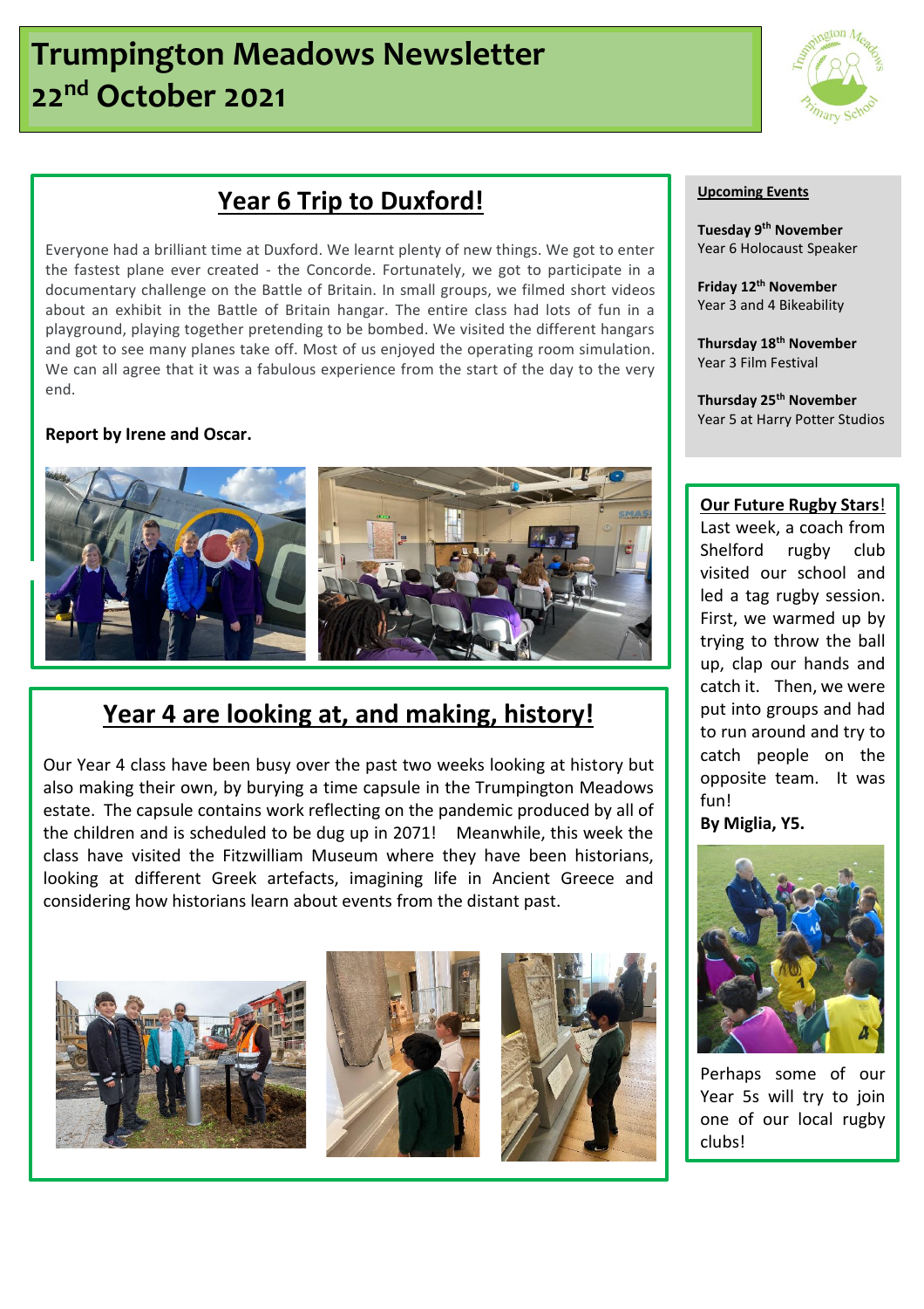# Trumpington Meadows Newsletter 22nd October 2021

## Year 6 Trip to Duxford!

Everyone had a brilliant time at Duxford. We learnt plenty of new things. We got to enter the fastest plane ever created - the Concorde. Fortunately, we got to participate in a documentary challenge on the Battle of Britain. In small groups, we filmed short videos about an exhibit in the Battle of Britain hangar. The entire class had lots of fun in a playground, playing together pretending to be bombed. We visited the different hangars and got to see many planes take off. Most of us enjoyed the operating room simulation. We can all agree that it was a fabulous experience from the start of the day to the very end.

**Report by Irene and Oscar.**

## Year 4 are looking at, and making, history!

Our Year 4 class have been busy over the past two weeks looking at history but also making their own, by burying a time capsule in the Trumpington Meadows estate. The capsule contains work reflecting on the pandemic produced by all of the children and is scheduled to be dug up in 2071! Meanwhile, this week the class have visited the Fitzwilliam Museum where they have been historians, looking at different Greek artefacts, imagining life in Ancient Greece and considering how historians learn about events from the distant past.

**Upcoming Events**

**Tuesday 9th November**
Year 6 Holocaust Speaker

**Friday 12th November**
Year 3 and 4 Bikeability

**Thursday 18th November**
Year 3 Film Festival

**Thursday 25th November**
Year 5 at Harry Potter Studios

**Our Future Rugby Stars!**

Last week, a coach from Shelford rugby club visited our school and led a tag rugby session. First, we warmed up by trying to throw the ball up, clap our hands and catch it. Then, we were put into groups and had to run around and try to catch people on the opposite team. It was fun!

**By Miglia, Y5.**

Perhaps some of our Year 5s will try to join one of our local rugby clubs!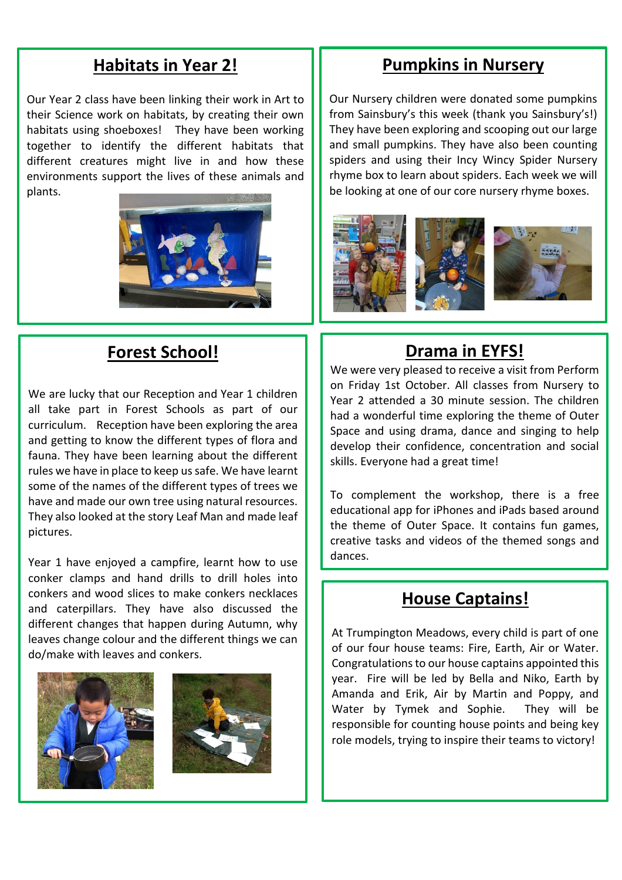## Habitats in Year 2!

Our Year 2 class have been linking their work in Art to their Science work on habitats, by creating their own habitats using shoeboxes! They have been working together to identify the different habitats that different creatures might live in and how these environments support the lives of these animals and plants.

## Pumpkins in Nursery

Our Nursery children were donated some pumpkins from Sainsbury's this week (thank you Sainsbury's!) They have been exploring and scooping out our large and small pumpkins. They have also been counting spiders and using their Incy Wincy Spider Nursery rhyme box to learn about spiders. Each week we will be looking at one of our core nursery rhyme boxes.

## Forest School!

We are lucky that our Reception and Year 1 children all take part in Forest Schools as part of our curriculum. Reception have been exploring the area and getting to know the different types of flora and fauna. They have been learning about the different rules we have in place to keep us safe. We have learnt some of the names of the different types of trees we have and made our own tree using natural resources. They also looked at the story Leaf Man and made leaf pictures.

Year 1 have enjoyed a campfire, learnt how to use conker clamps and hand drills to drill holes into conkers and wood slices to make conkers necklaces and caterpillars. They have also discussed the different changes that happen during Autumn, why leaves change colour and the different things we can do/make with leaves and conkers.

## Drama in EYFS!

We were very pleased to receive a visit from Perform on Friday 1st October. All classes from Nursery to Year 2 attended a 30 minute session. The children had a wonderful time exploring the theme of Outer Space and using drama, dance and singing to help develop their confidence, concentration and social skills. Everyone had a great time!

To complement the workshop, there is a free educational app for iPhones and iPads based around the theme of Outer Space. It contains fun games, creative tasks and videos of the themed songs and dances.

## House Captains!

At Trumpington Meadows, every child is part of one of our four house teams: Fire, Earth, Air or Water. Congratulations to our house captains appointed this year. Fire will be led by Bella and Niko, Earth by Amanda and Erik, Air by Martin and Poppy, and Water by Tymek and Sophie. They will be responsible for counting house points and being key role models, trying to inspire their teams to victory!